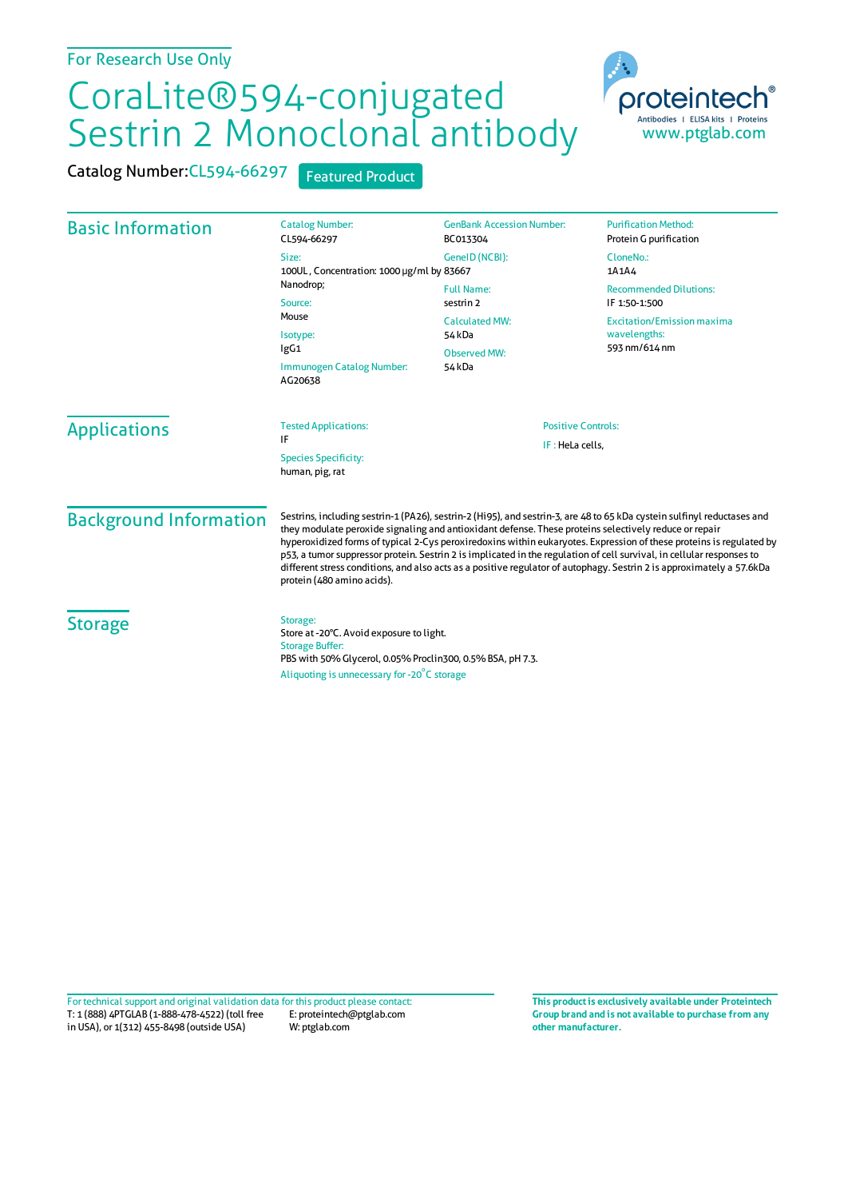For Research Use Only

# CoraLite®594-conjugated Sestrin 2 Monoclonal antibody

proteintech®
Antibodies | ELISA kits | Proteins
www.ptglab.com

**Catalog Number:** CL594-66297 Featured Product

## Basic Information

Catalog Number:
CL594-66297

Size:
100UL , Concentration: 1000 μg/ml by Nanodrop;

Source:
Mouse

Isotype:
IgG1

Immunogen Catalog Number:
AG20638

GenBank Accession Number:
BC013304

GeneID (NCBI):
83667

Full Name:
sestrin 2

Calculated MW:
54 kDa

Observed MW:
54 kDa

Purification Method:
Protein G purification

CloneNo.:
1A1A4

Recommended Dilutions:
IF 1:50-1:500

Excitation/Emission maxima wavelengths:
593 nm/614 nm

## Applications

Tested Applications:
IF

Species Specificity:
human, pig, rat

Positive Controls:
IF : HeLa cells,

## Background Information

Sestrins, including sestrin-1 (PA26), sestrin-2 (Hi95), and sestrin-3, are 48 to 65 kDa cystein sulfinyl reductases and they modulate peroxide signaling and antioxidant defense. These proteins selectively reduce or repair hyperoxidized forms of typical 2-Cys peroxiredoxins within eukaryotes. Expression of these proteins is regulated by p53, a tumor suppressor protein. Sestrin 2 is implicated in the regulation of cell survival, in cellular responses to different stress conditions, and also acts as a positive regulator of autophagy. Sestrin 2 is approximately a 57.6kDa protein (480 amino acids).

## Storage

Storage:
Store at -20°C. Avoid exposure to light.

Storage Buffer:
PBS with 50% Glycerol, 0.05% Proclin300, 0.5% BSA, pH 7.3.

Aliquoting is unnecessary for -20°C storage

For technical support and original validation data for this product please contact:
T: 1 (888) 4PTGLAB (1-888-478-4522) (toll free in USA), or 1(312) 455-8498 (outside USA)
E: proteintech@ptglab.com
W: ptglab.com

**This product is exclusively available under Proteintech Group brand and is not available to purchase from any other manufacturer.**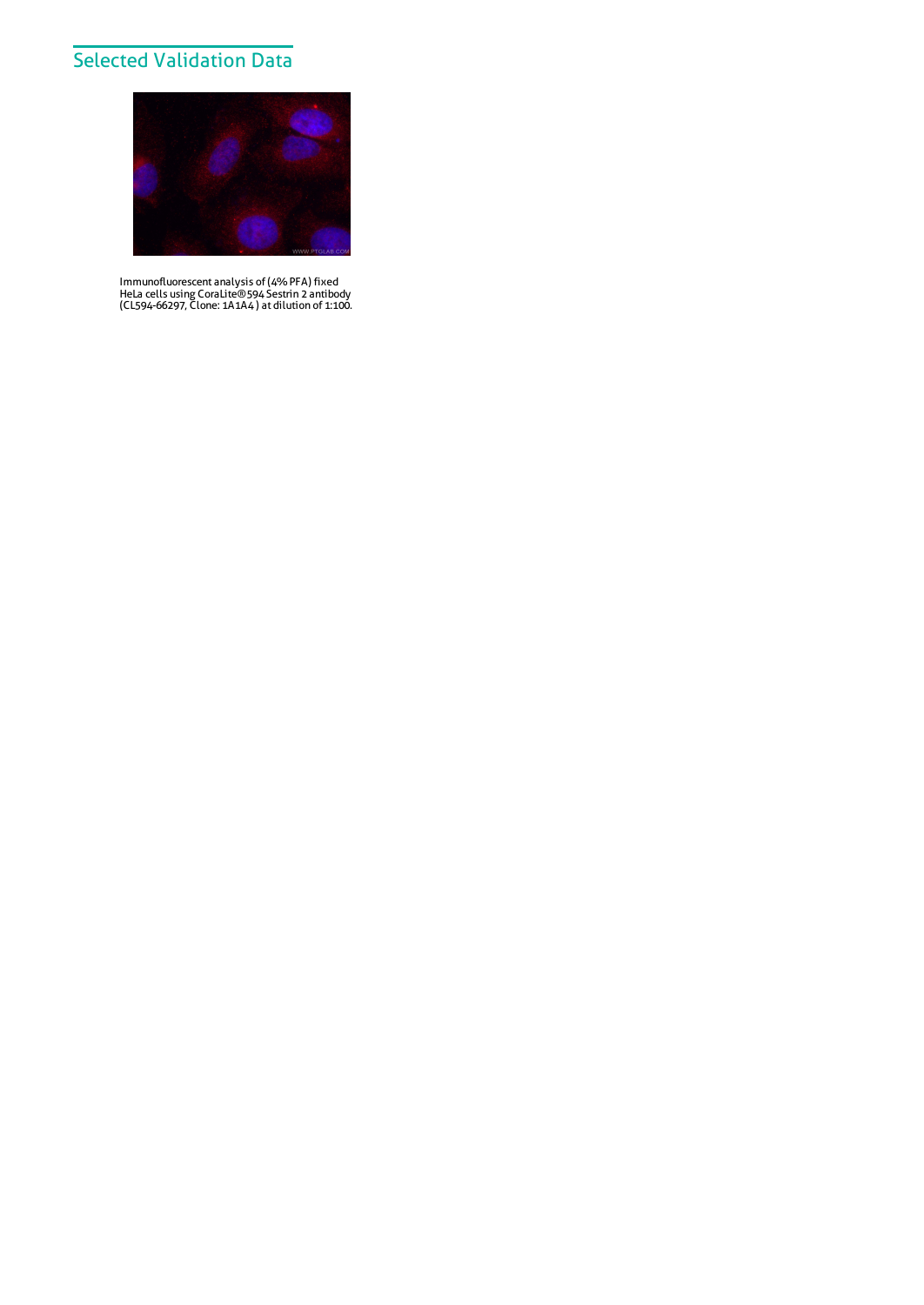## Selected Validation Data

Immunofluorescent analysis of (4% PFA) fixed HeLa cells using CoraLite®594 Sestrin 2 antibody (CL594-66297, Clone: 1A1A4 ) at dilution of 1:100.